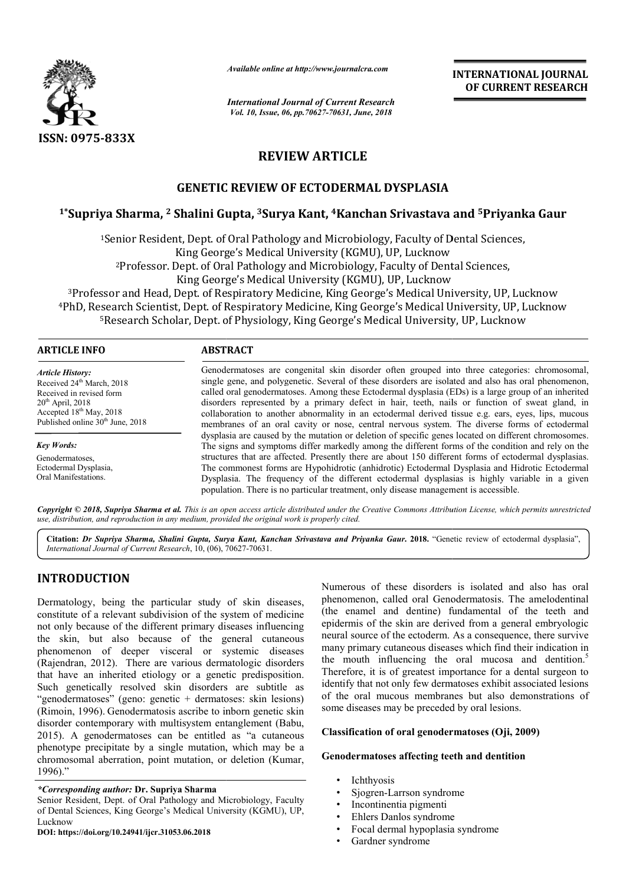**REVIEW ARTICLE**

# GENETIC REVIEW OF ECTODERMAL DYSPLASIA

**[1*]Supriya Sharma, [2] Shalini Gupta, [3]Surya Kant, [4]Kanchan Srivastava and [5]Priyanka Gaur**

[1]Senior Resident, Dept. of Oral Pathology and Microbiology, Faculty of Dental Sciences, King George's Medical University (KGMU), UP, Lucknow

[2]Professor. Dept. of Oral Pathology and Microbiology, Faculty of Dental Sciences, King George's Medical University (KGMU), UP, Lucknow

[3]Professor and Head, Dept. of Respiratory Medicine, King George's Medical University, UP, Lucknow

[4]PhD, Research Scientist, Dept. of Respiratory Medicine, King George's Medical University, UP, Lucknow

[5]Research Scholar, Dept. of Physiology, King George's Medical University, UP, Lucknow

**ARTICLE INFO**

*Article History:*

Received 24[th] March, 2018
Received in revised form 20[th] April, 2018
Accepted 18[th] May, 2018
Published online 30[th] June, 2018

*Key Words:*

Genodermatoses,
Ectodermal Dysplasia,
Oral Manifestations.

**ABSTRACT**

Genodermatoses are congenital skin disorder often grouped into three categories: chromosomal, single gene, and polygenetic. Several of these disorders are isolated and also has oral phenomenon, called oral genodermatoses. Among these Ectodermal dysplasia (EDs) is a large group of an inherited disorders represented by a primary defect in hair, teeth, nails or function of sweat gland, in collaboration to another abnormality in an ectodermal derived tissue e.g. ears, eyes, lips, mucous membranes of an oral cavity or nose, central nervous system. The diverse forms of ectodermal dysplasia are caused by the mutation or deletion of specific genes located on different chromosomes. The signs and symptoms differ markedly among the different forms of the condition and rely on the structures that are affected. Presently there are about 150 different forms of ectodermal dysplasias. The commonest forms are Hypohidrotic (anhidrotic) Ectodermal Dysplasia and Hidrotic Ectodermal Dysplasia. The frequency of the different ectodermal dysplasias is highly variable in a given population. There is no particular treatment, only disease management is accessible.

*Copyright © 2018, Supriya Sharma et al. This is an open access article distributed under the Creative Commons Attribution License, which permits unrestricted use, distribution, and reproduction in any medium, provided the original work is properly cited.*

**Citation:** *Dr Supriya Sharma, Shalini Gupta, Surya Kant, Kanchan Srivastava and Priyanka Gaur.* **2018.** "Genetic review of ectodermal dysplasia", *International Journal of Current Research*, 10, (06), 70627-70631.

## INTRODUCTION

Dermatology, being the particular study of skin diseases, constitute of a relevant subdivision of the system of medicine not only because of the different primary diseases influencing the skin, but also because of the general cutaneous phenomenon of deeper visceral or systemic diseases (Rajendran, 2012). There are various dermatologic disorders that have an inherited etiology or a genetic predisposition. Such genetically resolved skin disorders are subtitle as "genodermatoses" (geno: genetic + dermatoses: skin lesions) (Rimoin, 1996). Genodermatosis ascribe to inborn genetic skin disorder contemporary with multisystem entanglement (Babu, 2015). A genodermatoses can be entitled as "a cutaneous phenotype precipitate by a single mutation, which may be a chromosomal aberration, point mutation, or deletion (Kumar, 1996)."

Numerous of these disorders is isolated and also has oral phenomenon, called oral Genodermatosis. The amelodentinal (the enamel and dentine) fundamental of the teeth and epidermis of the skin are derived from a general embryologic neural source of the ectoderm. As a consequence, there survive many primary cutaneous diseases which find their indication in the mouth influencing the oral mucosa and dentition.[5] Therefore, it is of greatest importance for a dental surgeon to identify that not only few dermatoses exhibit associated lesions of the oral mucous membranes but also demonstrations of some diseases may be preceded by oral lesions.

**Classification of oral genodermatoses (Oji, 2009)**

**Genodermatoses affecting teeth and dentition**

- Ichthyosis
- Sjogren-Larrson syndrome
- Incontinentia pigmenti
- Ehlers Danlos syndrome
- Focal dermal hypoplasia syndrome
- Gardner syndrome

*\*Corresponding author:* **Dr. Supriya Sharma**
Senior Resident, Dept. of Oral Pathology and Microbiology, Faculty of Dental Sciences, King George's Medical University (KGMU), UP, Lucknow
**DOI: https://doi.org/10.24941/ijcr.31053.06.2018**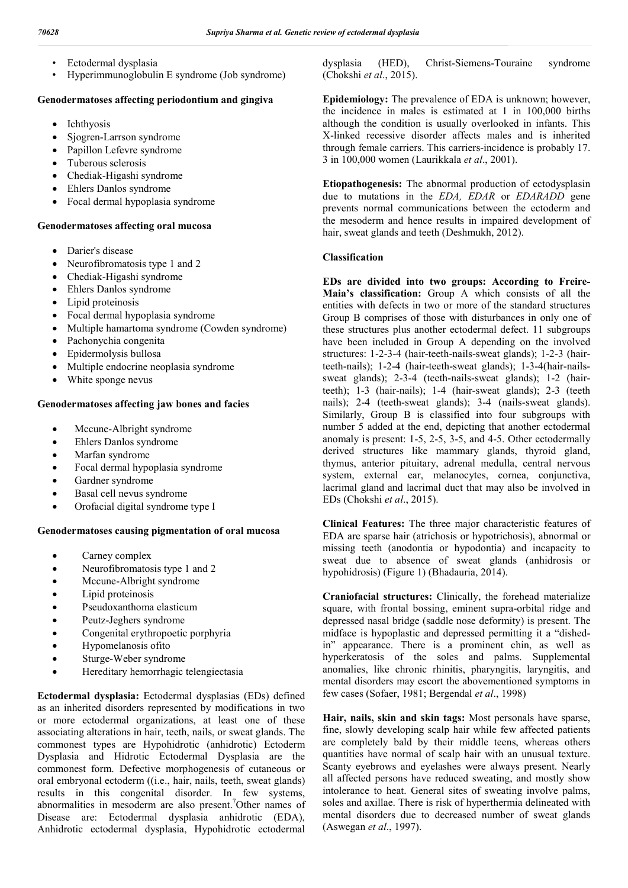- Ectodermal dysplasia
- Hyperimmunoglobulin E syndrome (Job syndrome)

**Genodermatoses affecting periodontium and gingiva**

- Ichthyosis
- Sjogren-Larrson syndrome
- Papillon Lefevre syndrome
- Tuberous sclerosis
- Chediak-Higashi syndrome
- Ehlers Danlos syndrome
- Focal dermal hypoplasia syndrome

**Genodermatoses affecting oral mucosa**

- Darier's disease
- Neurofibromatosis type 1 and 2
- Chediak-Higashi syndrome
- Ehlers Danlos syndrome
- Lipid proteinosis
- Focal dermal hypoplasia syndrome
- Multiple hamartoma syndrome (Cowden syndrome)
- Pachonychia congenita
- Epidermolysis bullosa
- Multiple endocrine neoplasia syndrome
- White sponge nevus

**Genodermatoses affecting jaw bones and facies**

- Mccune-Albright syndrome
- Ehlers Danlos syndrome
- Marfan syndrome
- Focal dermal hypoplasia syndrome
- Gardner syndrome
- Basal cell nevus syndrome
- Orofacial digital syndrome type I

**Genodermatoses causing pigmentation of oral mucosa**

- Carney complex
- Neurofibromatosis type 1 and 2
- Mccune-Albright syndrome
- Lipid proteinosis
- Pseudoxanthoma elasticum
- Peutz-Jeghers syndrome
- Congenital erythropoetic porphyria
- Hypomelanosis ofito
- Sturge-Weber syndrome
- Hereditary hemorrhagic telengiectasia

**Ectodermal dysplasia:** Ectodermal dysplasias (EDs) defined as an inherited disorders represented by modifications in two or more ectodermal organizations, at least one of these associating alterations in hair, teeth, nails, or sweat glands. The commonest types are Hypohidrotic (anhidrotic) Ectoderm Dysplasia and Hidrotic Ectodermal Dysplasia are the commonest form. Defective morphogenesis of cutaneous or oral embryonal ectoderm ((i.e., hair, nails, teeth, sweat glands) results in this congenital disorder. In few systems, abnormalities in mesoderm are also present.[7] Other names of Disease are: Ectodermal dysplasia anhidrotic (EDA), Anhidrotic ectodermal dysplasia, Hypohidrotic ectodermal dysplasia (HED), Christ-Siemens-Touraine syndrome (Chokshi *et al*., 2015).

**Epidemiology:** The prevalence of EDA is unknown; however, the incidence in males is estimated at 1 in 100,000 births although the condition is usually overlooked in infants. This X-linked recessive disorder affects males and is inherited through female carriers. This carriers-incidence is probably 17. 3 in 100,000 women (Laurikkala *et al*., 2001).

**Etiopathogenesis:** The abnormal production of ectodysplasin due to mutations in the *EDA, EDAR* or *EDARADD* gene prevents normal communications between the ectoderm and the mesoderm and hence results in impaired development of hair, sweat glands and teeth (Deshmukh, 2012).

**Classification**

**EDs are divided into two groups: According to Freire-Maia's classification:** Group A which consists of all the entities with defects in two or more of the standard structures Group B comprises of those with disturbances in only one of these structures plus another ectodermal defect. 11 subgroups have been included in Group A depending on the involved structures: 1-2-3-4 (hair-teeth-nails-sweat glands); 1-2-3 (hair-teeth-nails); 1-2-4 (hair-teeth-sweat glands); 1-3-4(hair-nails-sweat glands); 2-3-4 (teeth-nails-sweat glands); 1-2 (hair-teeth); 1-3 (hair-nails); 1-4 (hair-sweat glands); 2-3 (teeth nails); 2-4 (teeth-sweat glands); 3-4 (nails-sweat glands). Similarly, Group B is classified into four subgroups with number 5 added at the end, depicting that another ectodermal anomaly is present: 1-5, 2-5, 3-5, and 4-5. Other ectodermally derived structures like mammary glands, thyroid gland, thymus, anterior pituitary, adrenal medulla, central nervous system, external ear, melanocytes, cornea, conjunctiva, lacrimal gland and lacrimal duct that may also be involved in EDs (Chokshi *et al*., 2015).

**Clinical Features:** The three major characteristic features of EDA are sparse hair (atrichosis or hypotrichosis), abnormal or missing teeth (anodontia or hypodontia) and incapacity to sweat due to absence of sweat glands (anhidrosis or hypohidrosis) (Figure 1) (Bhadauria, 2014).

**Craniofacial structures:** Clinically, the forehead materialize square, with frontal bossing, eminent supra-orbital ridge and depressed nasal bridge (saddle nose deformity) is present. The midface is hypoplastic and depressed permitting it a "dished-in" appearance. There is a prominent chin, as well as hyperkeratosis of the soles and palms. Supplemental anomalies, like chronic rhinitis, pharyngitis, laryngitis, and mental disorders may escort the abovementioned symptoms in few cases (Sofaer, 1981; Bergendal *et al*., 1998)

**Hair, nails, skin and skin tags:** Most personals have sparse, fine, slowly developing scalp hair while few affected patients are completely bald by their middle teens, whereas others quantities have normal of scalp hair with an unusual texture. Scanty eyebrows and eyelashes were always present. Nearly all affected persons have reduced sweating, and mostly show intolerance to heat. General sites of sweating involve palms, soles and axillae. There is risk of hyperthermia delineated with mental disorders due to decreased number of sweat glands (Aswegan *et al*., 1997).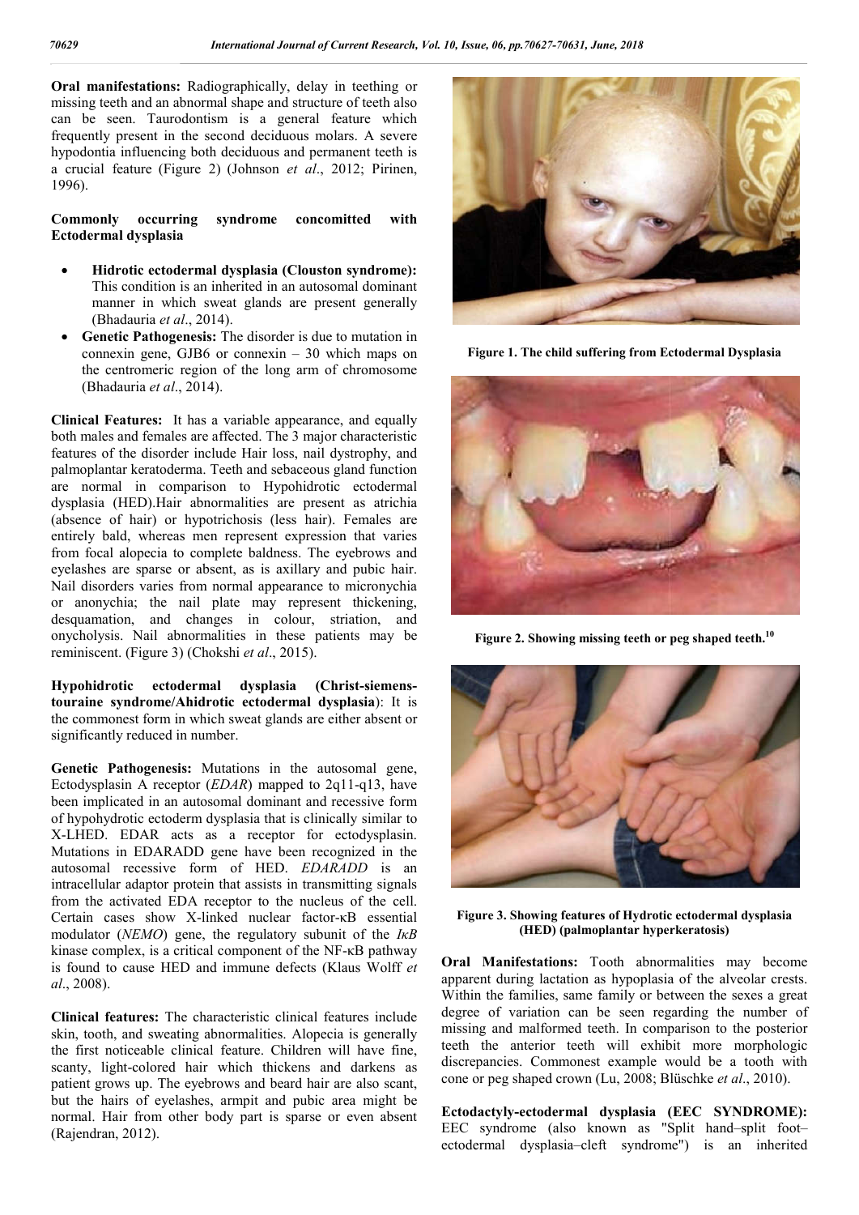**Oral manifestations:** Radiographically, delay in teething or missing teeth and an abnormal shape and structure of teeth also can be seen. Taurodontism is a general feature which frequently present in the second deciduous molars. A severe hypodontia influencing both deciduous and permanent teeth is a crucial feature (Figure 2) (Johnson *et al*., 2012; Pirinen, 1996).

**Commonly occurring syndrome concomitted with Ectodermal dysplasia**

- **Hidrotic ectodermal dysplasia (Clouston syndrome):** This condition is an inherited in an autosomal dominant manner in which sweat glands are present generally (Bhadauria *et al*., 2014).
- **Genetic Pathogenesis:** The disorder is due to mutation in connexin gene, GJB6 or connexin – 30 which maps on the centromeric region of the long arm of chromosome (Bhadauria *et al*., 2014).

**Clinical Features:** It has a variable appearance, and equally both males and females are affected. The 3 major characteristic features of the disorder include Hair loss, nail dystrophy, and palmoplantar keratoderma. Teeth and sebaceous gland function are normal in comparison to Hypohidrotic ectodermal dysplasia (HED).Hair abnormalities are present as atrichia (absence of hair) or hypotrichosis (less hair). Females are entirely bald, whereas men represent expression that varies from focal alopecia to complete baldness. The eyebrows and eyelashes are sparse or absent, as is axillary and pubic hair. Nail disorders varies from normal appearance to micronychia or anonychia; the nail plate may represent thickening, desquamation, and changes in colour, striation, and onycholysis. Nail abnormalities in these patients may be reminiscent. (Figure 3) (Chokshi *et al*., 2015).

**Hypohidrotic ectodermal dysplasia (Christ-siemens-touraine syndrome/Ahidrotic ectodermal dysplasia)**: It is the commonest form in which sweat glands are either absent or significantly reduced in number.

**Genetic Pathogenesis:** Mutations in the autosomal gene, Ectodysplasin A receptor (*EDAR*) mapped to 2q11-q13, have been implicated in an autosomal dominant and recessive form of hypohydrotic ectoderm dysplasia that is clinically similar to X-LHED. EDAR acts as a receptor for ectodysplasin. Mutations in EDARADD gene have been recognized in the autosomal recessive form of HED. *EDARADD* is an intracellular adaptor protein that assists in transmitting signals from the activated EDA receptor to the nucleus of the cell. Certain cases show X-linked nuclear factor-κB essential modulator (*NEMO*) gene, the regulatory subunit of the *IκB* kinase complex, is a critical component of the NF-κB pathway is found to cause HED and immune defects (Klaus Wolff *et al*., 2008).

**Clinical features:** The characteristic clinical features include skin, tooth, and sweating abnormalities. Alopecia is generally the first noticeable clinical feature. Children will have fine, scanty, light-colored hair which thickens and darkens as patient grows up. The eyebrows and beard hair are also scant, but the hairs of eyelashes, armpit and pubic area might be normal. Hair from other body part is sparse or even absent (Rajendran, 2012).

**Figure 1. The child suffering from Ectodermal Dysplasia**

**Figure 2. Showing missing teeth or peg shaped teeth.[10]**

**Figure 3. Showing features of Hydrotic ectodermal dysplasia (HED) (palmoplantar hyperkeratosis)**

**Oral Manifestations:** Tooth abnormalities may become apparent during lactation as hypoplasia of the alveolar crests. Within the families, same family or between the sexes a great degree of variation can be seen regarding the number of missing and malformed teeth. In comparison to the posterior teeth the anterior teeth will exhibit more morphologic discrepancies. Commonest example would be a tooth with cone or peg shaped crown (Lu, 2008; Blüschke *et al*., 2010).

**Ectodactyly-ectodermal dysplasia (EEC SYNDROME):** EEC syndrome (also known as "Split hand–split foot–ectodermal dysplasia–cleft syndrome") is an inherited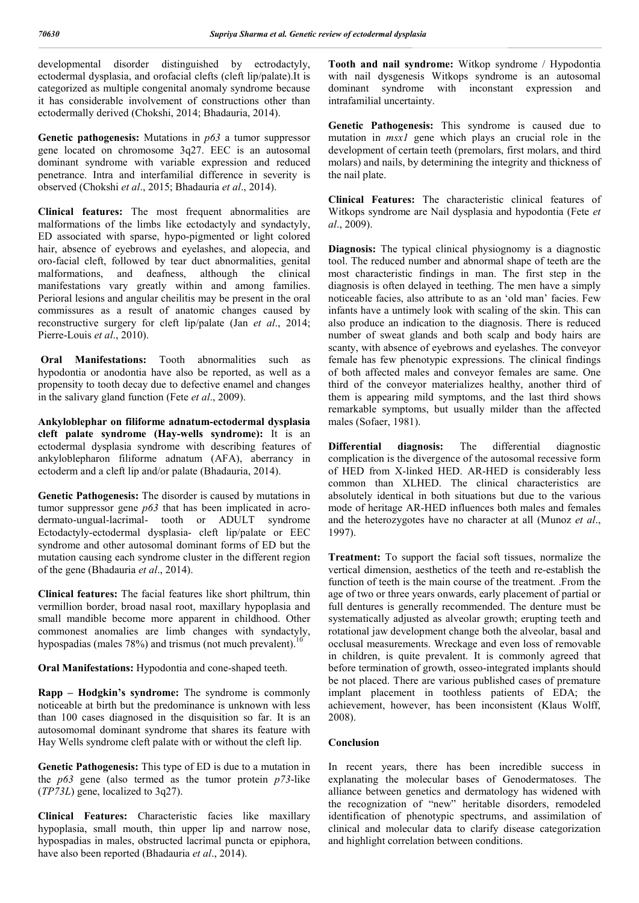developmental disorder distinguished by ectrodactyly, ectodermal dysplasia, and orofacial clefts (cleft lip/palate).It is categorized as multiple congenital anomaly syndrome because it has considerable involvement of constructions other than ectodermally derived (Chokshi, 2014; Bhadauria, 2014).

**Genetic pathogenesis:** Mutations in *p63* a tumor suppressor gene located on chromosome 3q27. EEC is an autosomal dominant syndrome with variable expression and reduced penetrance. Intra and interfamilial difference in severity is observed (Chokshi *et al*., 2015; Bhadauria *et al*., 2014).

**Clinical features:** The most frequent abnormalities are malformations of the limbs like ectodactyly and syndactyly, ED associated with sparse, hypo-pigmented or light colored hair, absence of eyebrows and eyelashes, and alopecia, and oro-facial cleft, followed by tear duct abnormalities, genital malformations, and deafness, although the clinical manifestations vary greatly within and among families. Perioral lesions and angular cheilitis may be present in the oral commissures as a result of anatomic changes caused by reconstructive surgery for cleft lip/palate (Jan *et al*., 2014; Pierre-Louis *et al*., 2010).

**Oral Manifestations:** Tooth abnormalities such as hypodontia or anodontia have also be reported, as well as a propensity to tooth decay due to defective enamel and changes in the salivary gland function (Fete *et al*., 2009).

**Ankyloblephar on filiforme adnatum-ectodermal dysplasia cleft palate syndrome (Hay-wells syndrome):** It is an ectodermal dysplasia syndrome with describing features of ankyloblepharon filiforme adnatum (AFA), aberrancy in ectoderm and a cleft lip and/or palate (Bhadauria, 2014).

**Genetic Pathogenesis:** The disorder is caused by mutations in tumor suppressor gene *p63* that has been implicated in acro-dermato-ungual-lacrimal- tooth or ADULT syndrome Ectodactyly-ectodermal dysplasia- cleft lip/palate or EEC syndrome and other autosomal dominant forms of ED but the mutation causing each syndrome cluster in the different region of the gene (Bhadauria *et al*., 2014).

**Clinical features:** The facial features like short philtrum, thin vermillion border, broad nasal root, maxillary hypoplasia and small mandible become more apparent in childhood. Other commonest anomalies are limb changes with syndactyly, hypospadias (males 78%) and trismus (not much prevalent).[10]

**Oral Manifestations:** Hypodontia and cone-shaped teeth.

**Rapp – Hodgkin's syndrome:** The syndrome is commonly noticeable at birth but the predominance is unknown with less than 100 cases diagnosed in the disquisition so far. It is an autosomomal dominant syndrome that shares its feature with Hay Wells syndrome cleft palate with or without the cleft lip.

**Genetic Pathogenesis:** This type of ED is due to a mutation in the *p63* gene (also termed as the tumor protein *p73*-like (*TP73L*) gene, localized to 3q27).

**Clinical Features:** Characteristic facies like maxillary hypoplasia, small mouth, thin upper lip and narrow nose, hypospadias in males, obstructed lacrimal puncta or epiphora, have also been reported (Bhadauria *et al*., 2014).

**Tooth and nail syndrome:** Witkop syndrome / Hypodontia with nail dysgenesis Witkops syndrome is an autosomal dominant syndrome with inconstant expression and intrafamilial uncertainty.

**Genetic Pathogenesis:** This syndrome is caused due to mutation in *msx1* gene which plays an crucial role in the development of certain teeth (premolars, first molars, and third molars) and nails, by determining the integrity and thickness of the nail plate.

**Clinical Features:** The characteristic clinical features of Witkops syndrome are Nail dysplasia and hypodontia (Fete *et al*., 2009).

**Diagnosis:** The typical clinical physiognomy is a diagnostic tool. The reduced number and abnormal shape of teeth are the most characteristic findings in man. The first step in the diagnosis is often delayed in teething. The men have a simply noticeable facies, also attribute to as an 'old man' facies. Few infants have a untimely look with scaling of the skin. This can also produce an indication to the diagnosis. There is reduced number of sweat glands and both scalp and body hairs are scanty, with absence of eyebrows and eyelashes. The conveyor female has few phenotypic expressions. The clinical findings of both affected males and conveyor females are same. One third of the conveyor materializes healthy, another third of them is appearing mild symptoms, and the last third shows remarkable symptoms, but usually milder than the affected males (Sofaer, 1981).

**Differential diagnosis:** The differential diagnostic complication is the divergence of the autosomal recessive form of HED from X-linked HED. AR-HED is considerably less common than XLHED. The clinical characteristics are absolutely identical in both situations but due to the various mode of heritage AR-HED influences both males and females and the heterozygotes have no character at all (Munoz *et al*., 1997).

**Treatment:** To support the facial soft tissues, normalize the vertical dimension, aesthetics of the teeth and re-establish the function of teeth is the main course of the treatment. .From the age of two or three years onwards, early placement of partial or full dentures is generally recommended. The denture must be systematically adjusted as alveolar growth; erupting teeth and rotational jaw development change both the alveolar, basal and occlusal measurements. Wreckage and even loss of removable in children, is quite prevalent. It is commonly agreed that before termination of growth, osseo-integrated implants should be not placed. There are various published cases of premature implant placement in toothless patients of EDA; the achievement, however, has been inconsistent (Klaus Wolff, 2008).

## Conclusion

In recent years, there has been incredible success in explaning the molecular bases of Genodermatoses. The alliance between genetics and dermatology has widened with the recognization of "new" heritable disorders, remodeled identification of phenotypic spectrums, and assimilation of clinical and molecular data to clarify disease categorization and highlight correlation between conditions.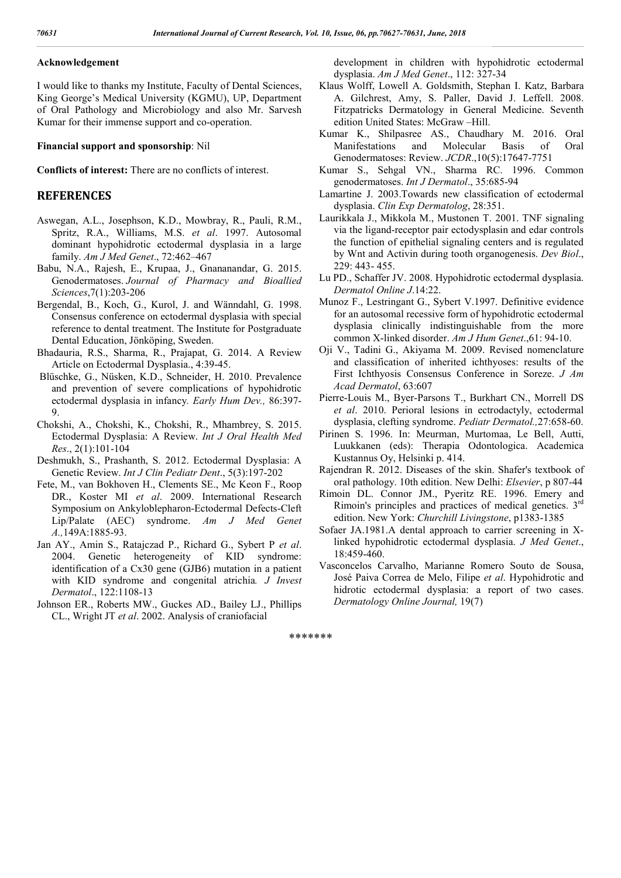**Acknowledgement**

I would like to thanks my Institute, Faculty of Dental Sciences, King George's Medical University (KGMU), UP, Department of Oral Pathology and Microbiology and also Mr. Sarvesh Kumar for their immense support and co-operation.

**Financial support and sponsorship**: Nil

**Conflicts of interest:** There are no conflicts of interest.

## REFERENCES

Aswegan, A.L., Josephson, K.D., Mowbray, R., Pauli, R.M., Spritz, R.A., Williams, M.S. *et al*. 1997. Autosomal dominant hypohidrotic ectodermal dysplasia in a large family. *Am J Med Genet*., 72:462–467

Babu, N.A., Rajesh, E., Krupaa, J., Gnananandar, G. 2015. Genodermatoses. *Journal of Pharmacy and Bioallied Sciences*,7(1):203-206

Bergendal, B., Koch, G., Kurol, J. and Wänndahl, G. 1998. Consensus conference on ectodermal dysplasia with special reference to dental treatment. The Institute for Postgraduate Dental Education, Jönköping, Sweden.

Bhadauria, R.S., Sharma, R., Prajapat, G. 2014. A Review Article on Ectodermal Dysplasia., 4:39-45.

Blüschke, G., Nüsken, K.D., Schneider, H. 2010. Prevalence and prevention of severe complications of hypohidrotic ectodermal dysplasia in infancy. *Early Hum Dev.,* 86:397-9.

Chokshi, A., Chokshi, K., Chokshi, R., Mhambrey, S. 2015. Ectodermal Dysplasia: A Review. *Int J Oral Health Med Res*., 2(1):101-104

Deshmukh, S., Prashanth, S. 2012. Ectodermal Dysplasia: A Genetic Review. *Int J Clin Pediatr Dent*., 5(3):197-202

Fete, M., van Bokhoven H., Clements SE., Mc Keon F., Roop DR., Koster MI *et al*. 2009. International Research Symposium on Ankyloblepharon-Ectodermal Defects-Cleft Lip/Palate (AEC) syndrome. *Am J Med Genet A.,*149A:1885-93.

Jan AY., Amin S., Ratajczad P., Richard G., Sybert P *et al*. 2004. Genetic heterogeneity of KID syndrome: identification of a Cx30 gene (GJB6) mutation in a patient with KID syndrome and congenital atrichia*. J Invest Dermatol*., 122:1108-13

Johnson ER., Roberts MW., Guckes AD., Bailey LJ., Phillips CL., Wright JT *et al*. 2002. Analysis of craniofacial development in children with hypohidrotic ectodermal dysplasia. *Am J Med Genet*., 112: 327-34

Klaus Wolff, Lowell A. Goldsmith, Stephan I. Katz, Barbara A. Gilchrest, Amy, S. Paller, David J. Leffell. 2008. Fitzpatricks Dermatology in General Medicine. Seventh edition United States: McGraw –Hill.

Kumar K., Shilpasree AS., Chaudhary M. 2016. Oral Manifestations and Molecular Basis of Oral Genodermatoses: Review. *JCDR*.,10(5):17647-7751

Kumar S., Sehgal VN., Sharma RC. 1996. Common genodermatoses. *Int J Dermatol*., 35:685-94

Lamartine J. 2003.Towards new classification of ectodermal dysplasia. *Clin Exp Dermatolog*, 28:351.

Laurikkala J., Mikkola M., Mustonen T. 2001. TNF signaling via the ligand-receptor pair ectodysplasin and edar controls the function of epithelial signaling centers and is regulated by Wnt and Activin during tooth organogenesis. *Dev Biol*., 229: 443- 455.

Lu PD., Schaffer JV. 2008. Hypohidrotic ectodermal dysplasia. *Dermatol Online J*.14:22.

Munoz F., Lestringant G., Sybert V.1997. Definitive evidence for an autosomal recessive form of hypohidrotic ectodermal dysplasia clinically indistinguishable from the more common X-linked disorder. *Am J Hum Genet*.,61: 94-10.

Oji V., Tadini G., Akiyama M. 2009. Revised nomenclature and classification of inherited ichthyoses: results of the First Ichthyosis Consensus Conference in Soreze. *J Am Acad Dermatol*, 63:607

Pierre-Louis M., Byer-Parsons T., Burkhart CN., Morrell DS *et al*. 2010. Perioral lesions in ectrodactyly, ectodermal dysplasia, clefting syndrome. *Pediatr Dermatol.,*27:658-60.

Pirinen S. 1996. In: Meurman, Murtomaa, Le Bell, Autti, Luukkanen (eds): Therapia Odontologica. Academica Kustannus Oy, Helsinki p. 414.

Rajendran R. 2012. Diseases of the skin. Shafer's textbook of oral pathology. 10th edition. New Delhi: *Elsevier*, p 807-44

Rimoin DL. Connor JM., Pyeritz RE. 1996. Emery and Rimoin's principles and practices of medical genetics. 3rd edition. New York: *Churchill Livingstone*, p1383-1385

Sofaer JA.1981.A dental approach to carrier screening in X-linked hypohidrotic ectodermal dysplasia. *J Med Genet*., 18:459-460.

Vasconcelos Carvalho, Marianne Romero Souto de Sousa, José Paiva Correa de Melo, Filipe *et al*. Hypohidrotic and hidrotic ectodermal dysplasia: a report of two cases. *Dermatology Online Journal,* 19(7)

*******